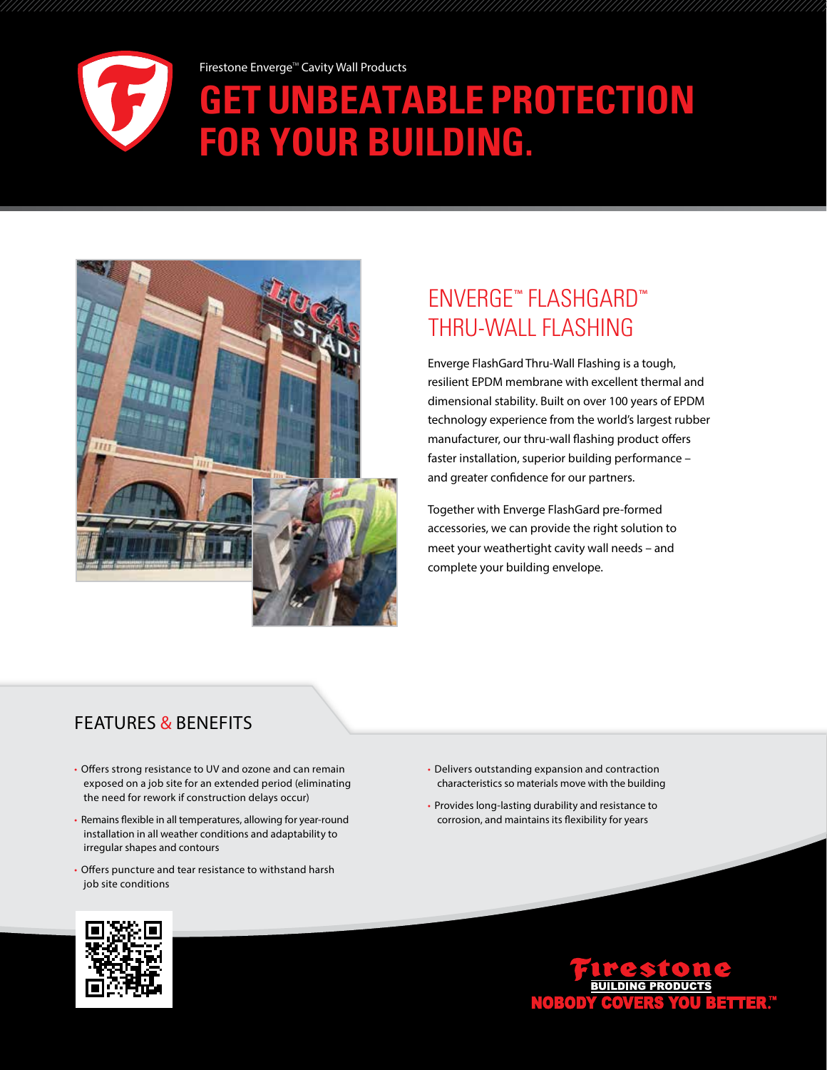Firestone Enverge™ Cavity Wall Products

# GET UNBEATABLE PROTECTION FOR YOUR BUILDING.

## ENVERGE™ FLASHGARD™ THRU-WALL FLASHING

Enverge FlashGard Thru-Wall Flashing is a tough, resilient EPDM membrane with excellent thermal and dimensional stability. Built on over 100 years of EPDM technology experience from the world's largest rubber manufacturer, our thru-wall flashing product offers faster installation, superior building performance – and greater confidence for our partners.

Together with Enverge FlashGard pre-formed accessories, we can provide the right solution to meet your weathertight cavity wall needs – and complete your building envelope.

## FEATURES & BENEFITS

- Offers strong resistance to UV and ozone and can remain exposed on a job site for an extended period (eliminating the need for rework if construction delays occur)
- Remains flexible in all temperatures, allowing for year-round installation in all weather conditions and adaptability to irregular shapes and contours
- Offers puncture and tear resistance to withstand harsh job site conditions
- Delivers outstanding expansion and contraction characteristics so materials move with the building
- Provides long-lasting durability and resistance to corrosion, and maintains its flexibility for years

Firestone BUILDING PRODUCTS

NOBODY COVERS YOU BETTER.™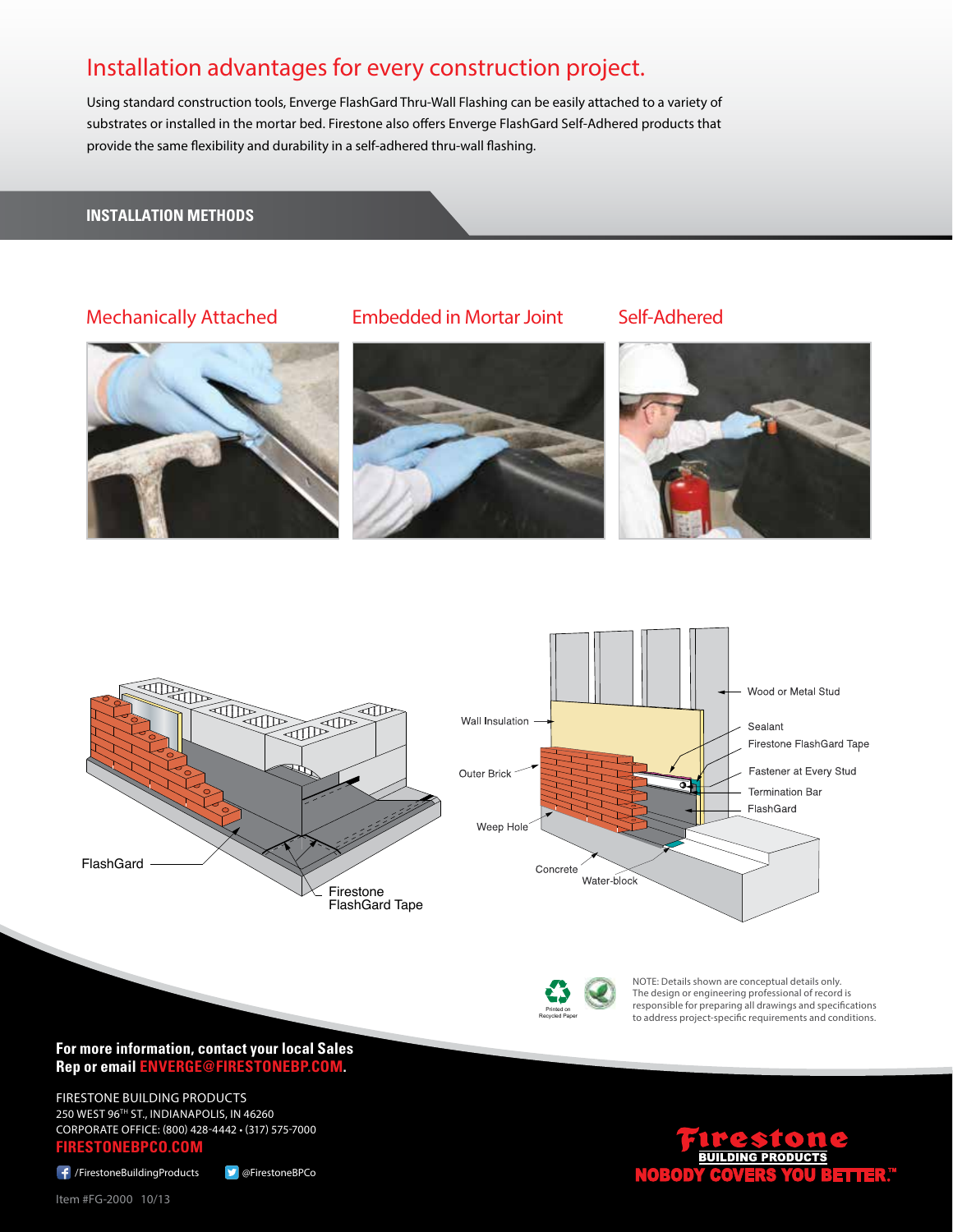# Installation advantages for every construction project.

Using standard construction tools, Enverge FlashGard Thru-Wall Flashing can be easily attached to a variety of substrates or installed in the mortar bed. Firestone also offers Enverge FlashGard Self-Adhered products that provide the same flexibility and durability in a self-adhered thru-wall flashing.

## INSTALLATION METHODS

### Mechanically Attached

### Embedded in Mortar Joint

### Self-Adhered

FlashGard

Firestone FlashGard Tape

Wood or Metal Stud

Wall Insulation

Sealant

Firestone FlashGard Tape

Outer Brick

Fastener at Every Stud

Termination Bar

FlashGard

Weep Hole

Concrete

Water-block

Printed on Recycled Paper

NOTE: Details shown are conceptual details only. The design or engineering professional of record is responsible for preparing all drawings and specifications to address project-specific requirements and conditions.

**For more information, contact your local Sales Rep or email ENVERGE@FIRESTONEBP.COM.**

FIRESTONE BUILDING PRODUCTS
250 WEST 96TH ST., INDIANAPOLIS, IN 46260
CORPORATE OFFICE: (800) 428-4442 • (317) 575-7000
**FIRESTONEBPCO.COM**

/FirestoneBuildingProducts @FirestoneBPCo

Firestone BUILDING PRODUCTS
NOBODY COVERS YOU BETTER.™

Item #FG-2000 10/13